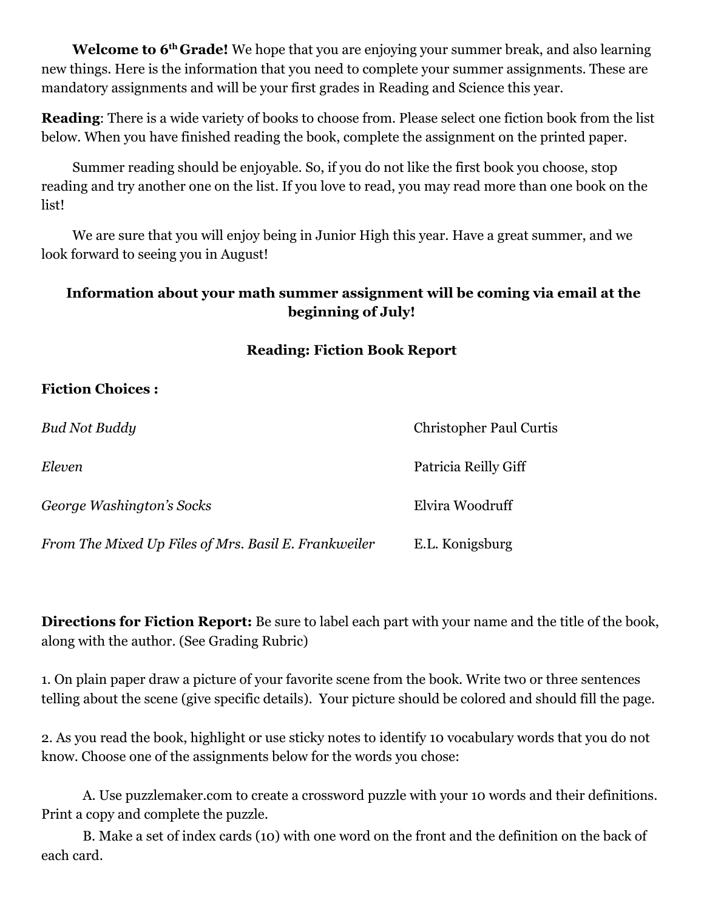**Welcome to 6th Grade!** We hope that you are enjoying your summer break, and also learning new things. Here is the information that you need to complete your summer assignments. These are mandatory assignments and will be your first grades in Reading and Science this year.

**Reading**: There is a wide variety of books to choose from. Please select one fiction book from the list below. When you have finished reading the book, complete the assignment on the printed paper.

Summer reading should be enjoyable. So, if you do not like the first book you choose, stop reading and try another one on the list. If you love to read, you may read more than one book on the list!

We are sure that you will enjoy being in Junior High this year. Have a great summer, and we look forward to seeing you in August!

**Information about your math summer assignment will be coming via email at the beginning of July!**

**Reading: Fiction Book Report**

**Fiction Choices :**

| | |
|---|---|
| *Bud Not Buddy* | Christopher Paul Curtis |
| *Eleven* | Patricia Reilly Giff |
| *George Washington's Socks* | Elvira Woodruff |
| *From The Mixed Up Files of Mrs. Basil E. Frankweiler* | E.L. Konigsburg |

**Directions for Fiction Report:** Be sure to label each part with your name and the title of the book, along with the author. (See Grading Rubric)

1. On plain paper draw a picture of your favorite scene from the book. Write two or three sentences telling about the scene (give specific details). Your picture should be colored and should fill the page.

2. As you read the book, highlight or use sticky notes to identify 10 vocabulary words that you do not know. Choose one of the assignments below for the words you chose:

A. Use puzzlemaker.com to create a crossword puzzle with your 10 words and their definitions. Print a copy and complete the puzzle.

B. Make a set of index cards (10) with one word on the front and the definition on the back of each card.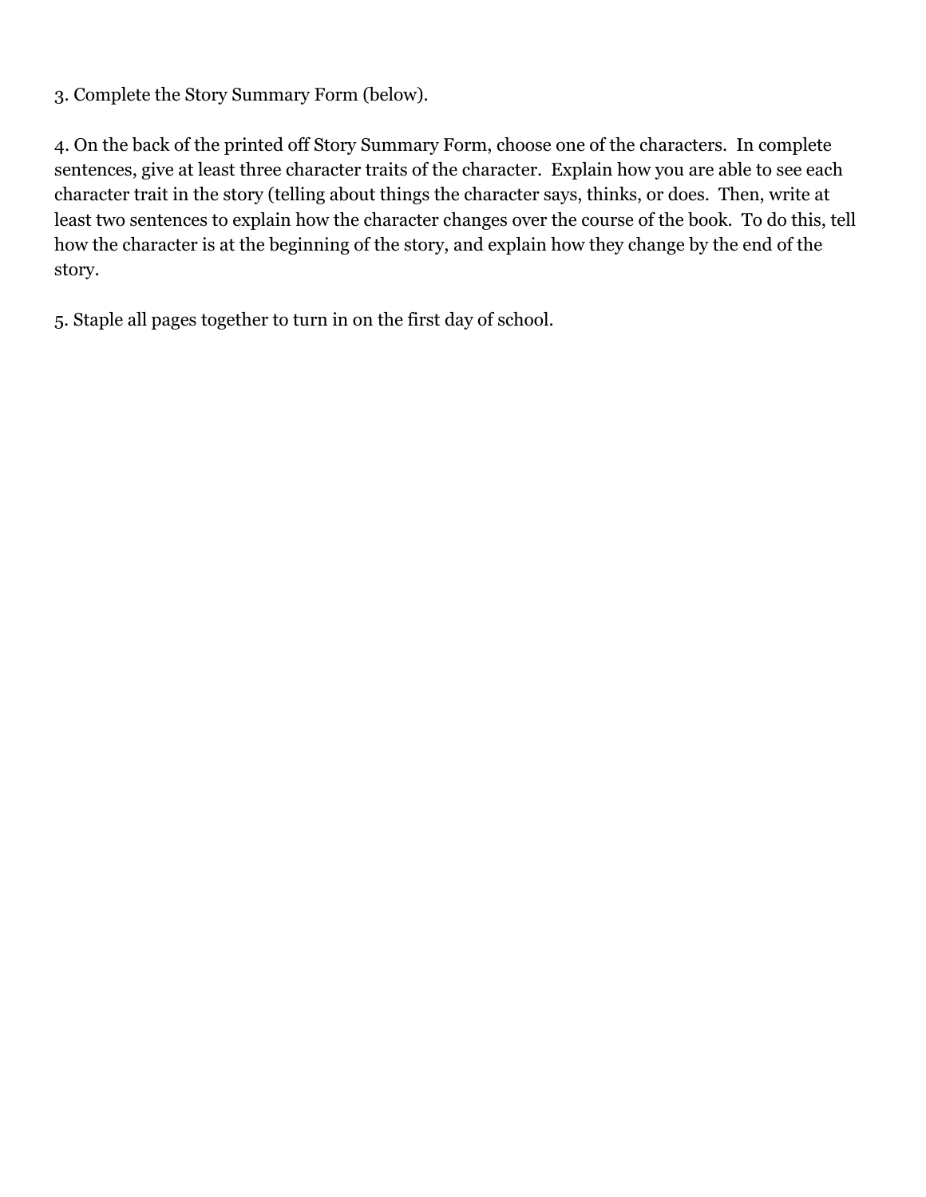3. Complete the Story Summary Form (below).

4. On the back of the printed off Story Summary Form, choose one of the characters. In complete sentences, give at least three character traits of the character. Explain how you are able to see each character trait in the story (telling about things the character says, thinks, or does. Then, write at least two sentences to explain how the character changes over the course of the book. To do this, tell how the character is at the beginning of the story, and explain how they change by the end of the story.

5. Staple all pages together to turn in on the first day of school.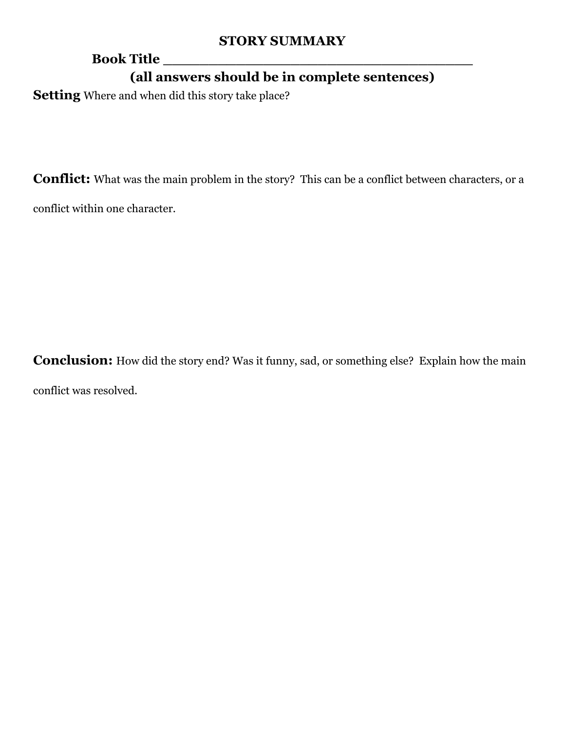**STORY SUMMARY**

**Book Title \_\_\_\_\_\_\_\_\_\_\_\_\_\_\_\_\_\_\_\_\_\_\_\_\_\_\_\_\_\_\_\_\_\_\_\_**

**(all answers should be in complete sentences)**

**Setting** Where and when did this story take place?

**Conflict:** What was the main problem in the story? This can be a conflict between characters, or a conflict within one character.

**Conclusion:** How did the story end? Was it funny, sad, or something else? Explain how the main conflict was resolved.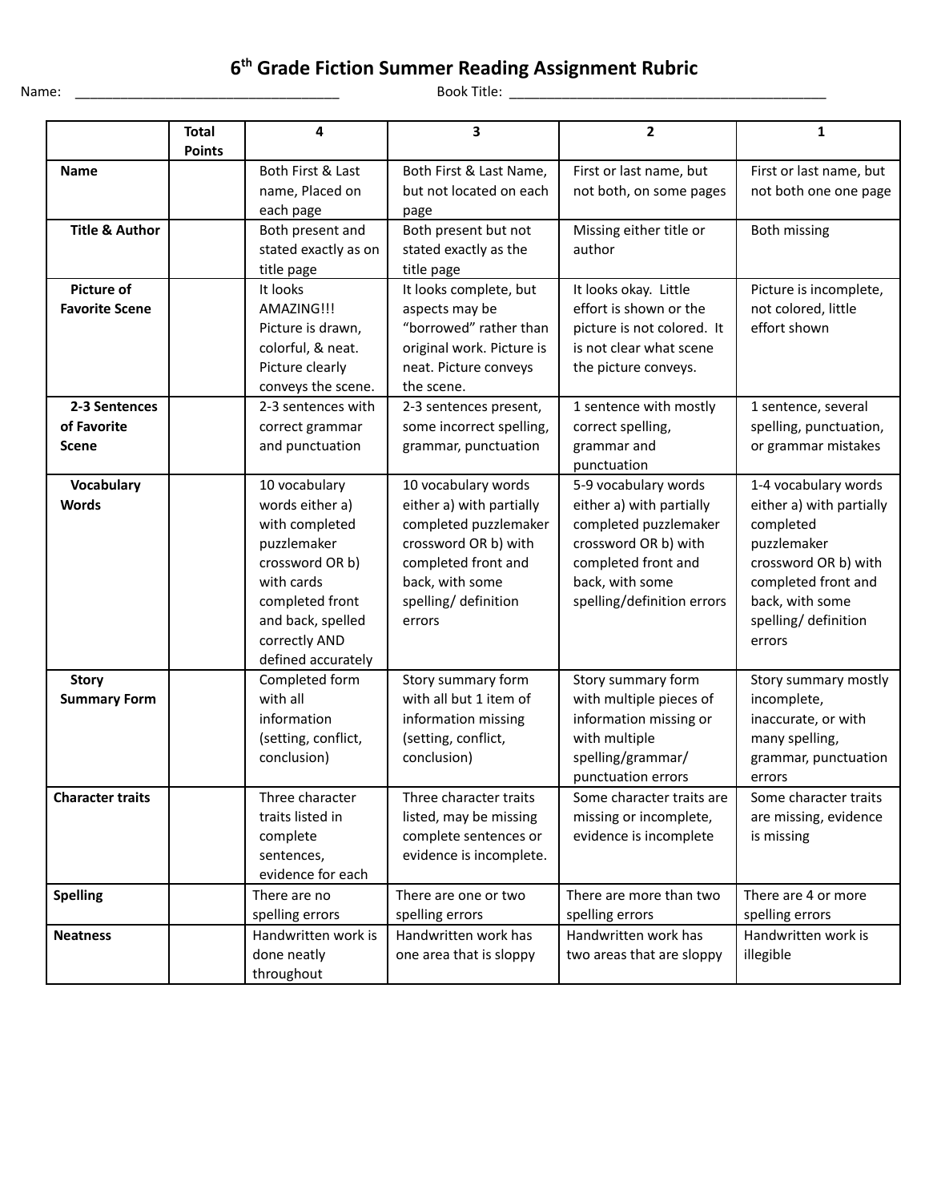# 6th Grade Fiction Summer Reading Assignment Rubric

Name: ___________________________________ Book Title: __________________________________________

| | Total Points | 4 | 3 | 2 | 1 |
|---|---|---|---|---|---|
| **Name** | | Both First & Last name, Placed on each page | Both First & Last Name, but not located on each page | First or last name, but not both, on some pages | First or last name, but not both one one page |
| **Title & Author** | | Both present and stated exactly as on title page | Both present but not stated exactly as the title page | Missing either title or author | Both missing |
| **Picture of Favorite Scene** | | It looks AMAZING!!! Picture is drawn, colorful, & neat. Picture clearly conveys the scene. | It looks complete, but aspects may be "borrowed" rather than original work. Picture is neat. Picture conveys the scene. | It looks okay. Little effort is shown or the picture is not colored. It is not clear what scene the picture conveys. | Picture is incomplete, not colored, little effort shown |
| **2-3 Sentences of Favorite Scene** | | 2-3 sentences with correct grammar and punctuation | 2-3 sentences present, some incorrect spelling, grammar, punctuation | 1 sentence with mostly correct spelling, grammar and punctuation | 1 sentence, several spelling, punctuation, or grammar mistakes |
| **Vocabulary Words** | | 10 vocabulary words either a) with completed puzzlemaker crossword OR b) with cards completed front and back, spelled correctly AND defined accurately | 10 vocabulary words either a) with partially completed puzzlemaker crossword OR b) with completed front and back, with some spelling/ definition errors | 5-9 vocabulary words either a) with partially completed puzzlemaker crossword OR b) with completed front and back, with some spelling/definition errors | 1-4 vocabulary words either a) with partially completed puzzlemaker crossword OR b) with completed front and back, with some spelling/ definition errors |
| **Story Summary Form** | | Completed form with all information (setting, conflict, conclusion) | Story summary form with all but 1 item of information missing (setting, conflict, conclusion) | Story summary form with multiple pieces of information missing or with multiple spelling/grammar/ punctuation errors | Story summary mostly incomplete, inaccurate, or with many spelling, grammar, punctuation errors |
| **Character traits** | | Three character traits listed in complete sentences, evidence for each | Three character traits listed, may be missing complete sentences or evidence is incomplete. | Some character traits are missing or incomplete, evidence is incomplete | Some character traits are missing, evidence is missing |
| **Spelling** | | There are no spelling errors | There are one or two spelling errors | There are more than two spelling errors | There are 4 or more spelling errors |
| **Neatness** | | Handwritten work is done neatly throughout | Handwritten work has one area that is sloppy | Handwritten work has two areas that are sloppy | Handwritten work is illegible |